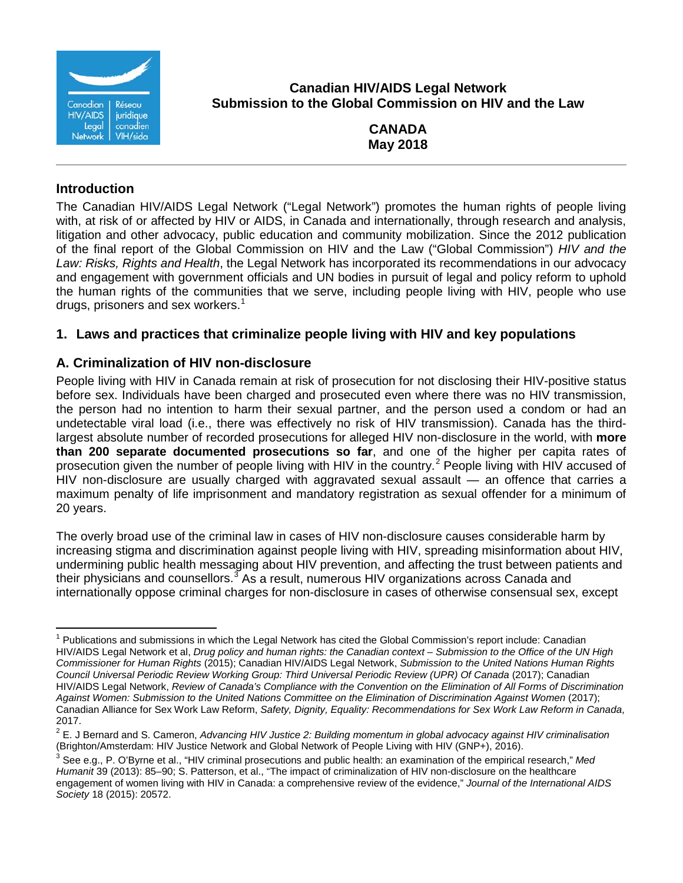**Canadian HIV/AIDS Legal Network**
**Submission to the Global Commission on HIV and the Law**

**CANADA**
**May 2018**

## Introduction

The Canadian HIV/AIDS Legal Network ("Legal Network") promotes the human rights of people living with, at risk of or affected by HIV or AIDS, in Canada and internationally, through research and analysis, litigation and other advocacy, public education and community mobilization. Since the 2012 publication of the final report of the Global Commission on HIV and the Law ("Global Commission") *HIV and the Law: Risks, Rights and Health*, the Legal Network has incorporated its recommendations in our advocacy and engagement with government officials and UN bodies in pursuit of legal and policy reform to uphold the human rights of the communities that we serve, including people living with HIV, people who use drugs, prisoners and sex workers.[1]

## 1. Laws and practices that criminalize people living with HIV and key populations

### A. Criminalization of HIV non-disclosure

People living with HIV in Canada remain at risk of prosecution for not disclosing their HIV-positive status before sex. Individuals have been charged and prosecuted even where there was no HIV transmission, the person had no intention to harm their sexual partner, and the person used a condom or had an undetectable viral load (i.e., there was effectively no risk of HIV transmission). Canada has the third-largest absolute number of recorded prosecutions for alleged HIV non-disclosure in the world, with **more than 200 separate documented prosecutions so far**, and one of the higher per capita rates of prosecution given the number of people living with HIV in the country.[2] People living with HIV accused of HIV non-disclosure are usually charged with aggravated sexual assault — an offence that carries a maximum penalty of life imprisonment and mandatory registration as sexual offender for a minimum of 20 years.

The overly broad use of the criminal law in cases of HIV non-disclosure causes considerable harm by increasing stigma and discrimination against people living with HIV, spreading misinformation about HIV, undermining public health messaging about HIV prevention, and affecting the trust between patients and their physicians and counsellors.[3] As a result, numerous HIV organizations across Canada and internationally oppose criminal charges for non-disclosure in cases of otherwise consensual sex, except

---

[1] Publications and submissions in which the Legal Network has cited the Global Commission's report include: Canadian HIV/AIDS Legal Network et al, *Drug policy and human rights: the Canadian context – Submission to the Office of the UN High Commissioner for Human Rights* (2015); Canadian HIV/AIDS Legal Network, *Submission to the United Nations Human Rights Council Universal Periodic Review Working Group: Third Universal Periodic Review (UPR) Of Canada* (2017); Canadian HIV/AIDS Legal Network, *Review of Canada's Compliance with the Convention on the Elimination of All Forms of Discrimination Against Women: Submission to the United Nations Committee on the Elimination of Discrimination Against Women* (2017); Canadian Alliance for Sex Work Law Reform, *Safety, Dignity, Equality: Recommendations for Sex Work Law Reform in Canada*, 2017.

[2] E. J Bernard and S. Cameron, *Advancing HIV Justice 2: Building momentum in global advocacy against HIV criminalisation* (Brighton/Amsterdam: HIV Justice Network and Global Network of People Living with HIV (GNP+), 2016).

[3] See e.g., P. O'Byrne et al., "HIV criminal prosecutions and public health: an examination of the empirical research," *Med Humanit* 39 (2013): 85–90; S. Patterson, et al., "The impact of criminalization of HIV non-disclosure on the healthcare engagement of women living with HIV in Canada: a comprehensive review of the evidence," *Journal of the International AIDS Society* 18 (2015): 20572.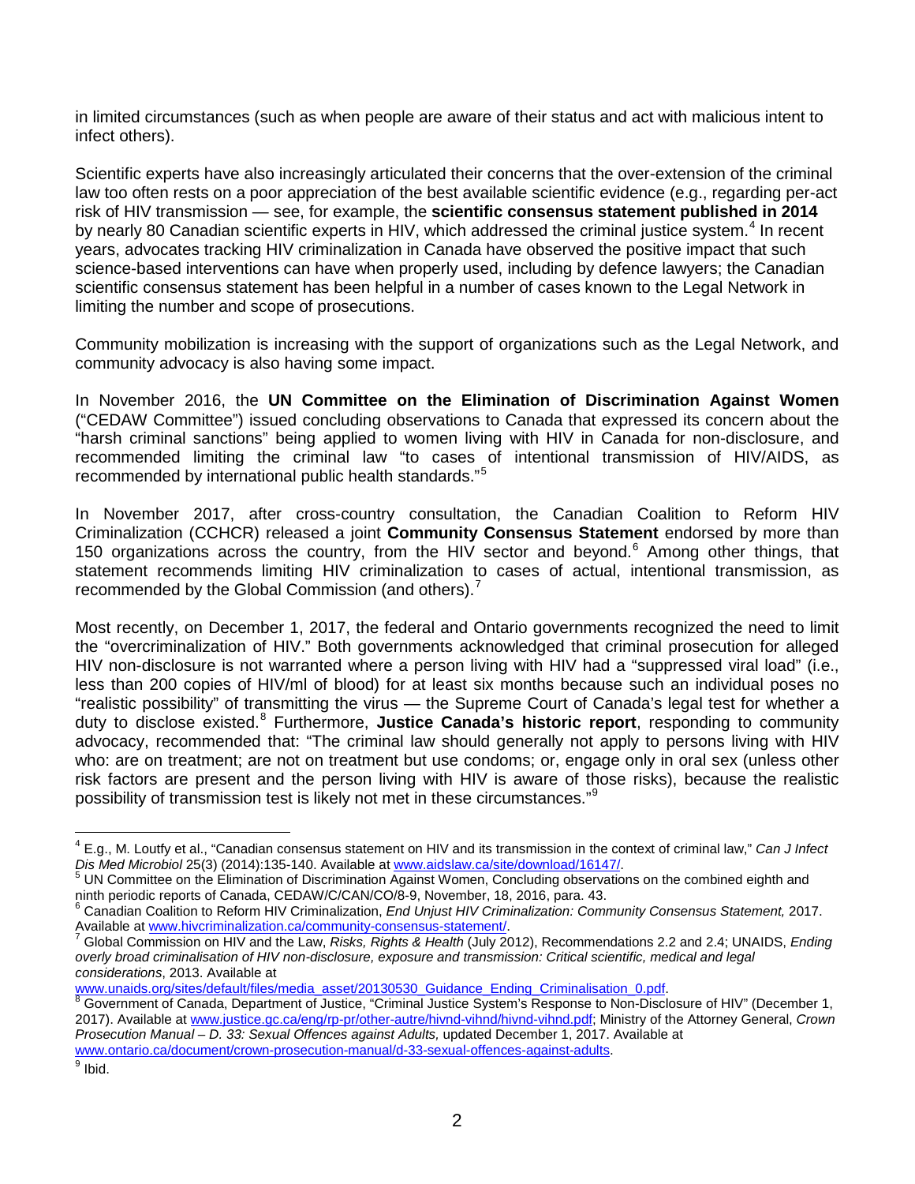in limited circumstances (such as when people are aware of their status and act with malicious intent to infect others).

Scientific experts have also increasingly articulated their concerns that the over-extension of the criminal law too often rests on a poor appreciation of the best available scientific evidence (e.g., regarding per-act risk of HIV transmission — see, for example, the **scientific consensus statement published in 2014** by nearly 80 Canadian scientific experts in HIV, which addressed the criminal justice system.[4] In recent years, advocates tracking HIV criminalization in Canada have observed the positive impact that such science-based interventions can have when properly used, including by defence lawyers; the Canadian scientific consensus statement has been helpful in a number of cases known to the Legal Network in limiting the number and scope of prosecutions.

Community mobilization is increasing with the support of organizations such as the Legal Network, and community advocacy is also having some impact.

In November 2016, the **UN Committee on the Elimination of Discrimination Against Women** ("CEDAW Committee") issued concluding observations to Canada that expressed its concern about the "harsh criminal sanctions" being applied to women living with HIV in Canada for non-disclosure, and recommended limiting the criminal law "to cases of intentional transmission of HIV/AIDS, as recommended by international public health standards."[5]

In November 2017, after cross-country consultation, the Canadian Coalition to Reform HIV Criminalization (CCHCR) released a joint **Community Consensus Statement** endorsed by more than 150 organizations across the country, from the HIV sector and beyond.[6] Among other things, that statement recommends limiting HIV criminalization to cases of actual, intentional transmission, as recommended by the Global Commission (and others).[7]

Most recently, on December 1, 2017, the federal and Ontario governments recognized the need to limit the "overcriminalization of HIV." Both governments acknowledged that criminal prosecution for alleged HIV non-disclosure is not warranted where a person living with HIV had a "suppressed viral load" (i.e., less than 200 copies of HIV/ml of blood) for at least six months because such an individual poses no "realistic possibility" of transmitting the virus — the Supreme Court of Canada's legal test for whether a duty to disclose existed.[8] Furthermore, **Justice Canada's historic report**, responding to community advocacy, recommended that: "The criminal law should generally not apply to persons living with HIV who: are on treatment; are not on treatment but use condoms; or, engage only in oral sex (unless other risk factors are present and the person living with HIV is aware of those risks), because the realistic possibility of transmission test is likely not met in these circumstances."[9]

---

[4] E.g., M. Loutfy et al., "Canadian consensus statement on HIV and its transmission in the context of criminal law," *Can J Infect Dis Med Microbiol* 25(3) (2014):135-140. Available at www.aidslaw.ca/site/download/16147/.

[5] UN Committee on the Elimination of Discrimination Against Women, Concluding observations on the combined eighth and ninth periodic reports of Canada, CEDAW/C/CAN/CO/8-9, November, 18, 2016, para. 43.

[6] Canadian Coalition to Reform HIV Criminalization, *End Unjust HIV Criminalization: Community Consensus Statement,* 2017. Available at www.hivcriminalization.ca/community-consensus-statement/.

[7] Global Commission on HIV and the Law, *Risks, Rights & Health* (July 2012), Recommendations 2.2 and 2.4; UNAIDS, *Ending overly broad criminalisation of HIV non-disclosure, exposure and transmission: Critical scientific, medical and legal considerations*, 2013. Available at www.unaids.org/sites/default/files/media_asset/20130530_Guidance_Ending_Criminalisation_0.pdf.

[8] Government of Canada, Department of Justice, "Criminal Justice System's Response to Non-Disclosure of HIV" (December 1, 2017). Available at www.justice.gc.ca/eng/rp-pr/other-autre/hivnd-vihnd/hivnd-vihnd.pdf; Ministry of the Attorney General, *Crown Prosecution Manual – D. 33: Sexual Offences against Adults,* updated December 1, 2017. Available at www.ontario.ca/document/crown-prosecution-manual/d-33-sexual-offences-against-adults.

[9] Ibid.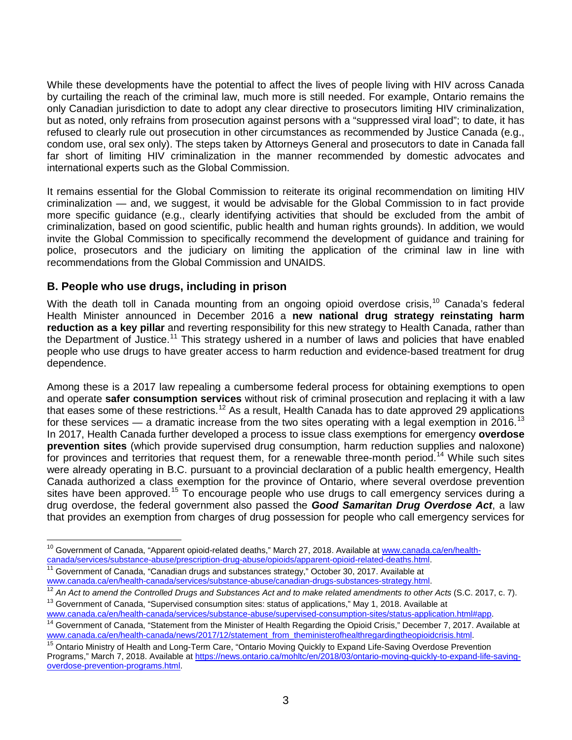While these developments have the potential to affect the lives of people living with HIV across Canada by curtailing the reach of the criminal law, much more is still needed. For example, Ontario remains the only Canadian jurisdiction to date to adopt any clear directive to prosecutors limiting HIV criminalization, but as noted, only refrains from prosecution against persons with a "suppressed viral load"; to date, it has refused to clearly rule out prosecution in other circumstances as recommended by Justice Canada (e.g., condom use, oral sex only). The steps taken by Attorneys General and prosecutors to date in Canada fall far short of limiting HIV criminalization in the manner recommended by domestic advocates and international experts such as the Global Commission.

It remains essential for the Global Commission to reiterate its original recommendation on limiting HIV criminalization — and, we suggest, it would be advisable for the Global Commission to in fact provide more specific guidance (e.g., clearly identifying activities that should be excluded from the ambit of criminalization, based on good scientific, public health and human rights grounds). In addition, we would invite the Global Commission to specifically recommend the development of guidance and training for police, prosecutors and the judiciary on limiting the application of the criminal law in line with recommendations from the Global Commission and UNAIDS.

## B. People who use drugs, including in prison

With the death toll in Canada mounting from an ongoing opioid overdose crisis,[10] Canada's federal Health Minister announced in December 2016 a **new national drug strategy reinstating harm reduction as a key pillar** and reverting responsibility for this new strategy to Health Canada, rather than the Department of Justice.[11] This strategy ushered in a number of laws and policies that have enabled people who use drugs to have greater access to harm reduction and evidence-based treatment for drug dependence.

Among these is a 2017 law repealing a cumbersome federal process for obtaining exemptions to open and operate **safer consumption services** without risk of criminal prosecution and replacing it with a law that eases some of these restrictions.[12] As a result, Health Canada has to date approved 29 applications for these services — a dramatic increase from the two sites operating with a legal exemption in 2016.[13] In 2017, Health Canada further developed a process to issue class exemptions for emergency **overdose prevention sites** (which provide supervised drug consumption, harm reduction supplies and naloxone) for provinces and territories that request them, for a renewable three-month period.[14] While such sites were already operating in B.C. pursuant to a provincial declaration of a public health emergency, Health Canada authorized a class exemption for the province of Ontario, where several overdose prevention sites have been approved.[15] To encourage people who use drugs to call emergency services during a drug overdose, the federal government also passed the ***Good Samaritan Drug Overdose Act***, a law that provides an exemption from charges of drug possession for people who call emergency services for

---

[10] Government of Canada, "Apparent opioid-related deaths," March 27, 2018. Available at www.canada.ca/en/health-canada/services/substance-abuse/prescription-drug-abuse/opioids/apparent-opioid-related-deaths.html.

[11] Government of Canada, "Canadian drugs and substances strategy," October 30, 2017. Available at www.canada.ca/en/health-canada/services/substance-abuse/canadian-drugs-substances-strategy.html.

[12] *An Act to amend the Controlled Drugs and Substances Act and to make related amendments to other Acts* (S.C. 2017, c. 7).

[13] Government of Canada, "Supervised consumption sites: status of applications," May 1, 2018. Available at www.canada.ca/en/health-canada/services/substance-abuse/supervised-consumption-sites/status-application.html#app.

[14] Government of Canada, "Statement from the Minister of Health Regarding the Opioid Crisis," December 7, 2017. Available at www.canada.ca/en/health-canada/news/2017/12/statement_from_theministerofhealthregardingtheopioidcrisis.html.

[15] Ontario Ministry of Health and Long-Term Care, "Ontario Moving Quickly to Expand Life-Saving Overdose Prevention Programs," March 7, 2018. Available at https://news.ontario.ca/mohltc/en/2018/03/ontario-moving-quickly-to-expand-life-saving-overdose-prevention-programs.html.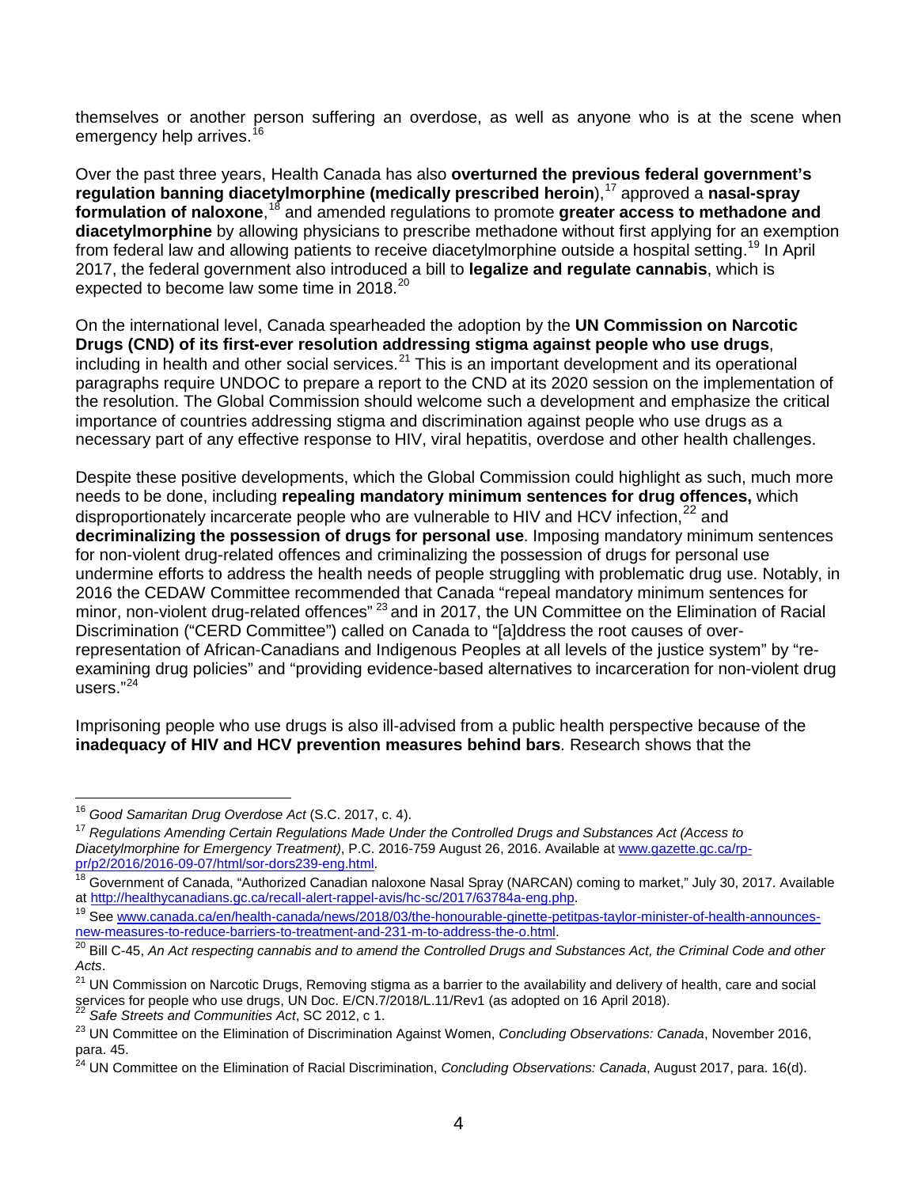themselves or another person suffering an overdose, as well as anyone who is at the scene when emergency help arrives.[16]

Over the past three years, Health Canada has also **overturned the previous federal government's regulation banning diacetylmorphine (medically prescribed heroin**),[17] approved a **nasal-spray formulation of naloxone**,[18] and amended regulations to promote **greater access to methadone and diacetylmorphine** by allowing physicians to prescribe methadone without first applying for an exemption from federal law and allowing patients to receive diacetylmorphine outside a hospital setting.[19] In April 2017, the federal government also introduced a bill to **legalize and regulate cannabis**, which is expected to become law some time in 2018.[20]

On the international level, Canada spearheaded the adoption by the **UN Commission on Narcotic Drugs (CND) of its first-ever resolution addressing stigma against people who use drugs**, including in health and other social services.[21] This is an important development and its operational paragraphs require UNDOC to prepare a report to the CND at its 2020 session on the implementation of the resolution. The Global Commission should welcome such a development and emphasize the critical importance of countries addressing stigma and discrimination against people who use drugs as a necessary part of any effective response to HIV, viral hepatitis, overdose and other health challenges.

Despite these positive developments, which the Global Commission could highlight as such, much more needs to be done, including **repealing mandatory minimum sentences for drug offences,** which disproportionately incarcerate people who are vulnerable to HIV and HCV infection,[22] and **decriminalizing the possession of drugs for personal use**. Imposing mandatory minimum sentences for non-violent drug-related offences and criminalizing the possession of drugs for personal use undermine efforts to address the health needs of people struggling with problematic drug use. Notably, in 2016 the CEDAW Committee recommended that Canada "repeal mandatory minimum sentences for minor, non-violent drug-related offences"[23] and in 2017, the UN Committee on the Elimination of Racial Discrimination ("CERD Committee") called on Canada to "[a]ddress the root causes of over-representation of African-Canadians and Indigenous Peoples at all levels of the justice system" by "re-examining drug policies" and "providing evidence-based alternatives to incarceration for non-violent drug users."[24]

Imprisoning people who use drugs is also ill-advised from a public health perspective because of the **inadequacy of HIV and HCV prevention measures behind bars**. Research shows that the

---

[16] *Good Samaritan Drug Overdose Act* (S.C. 2017, c. 4).

[17] *Regulations Amending Certain Regulations Made Under the Controlled Drugs and Substances Act (Access to Diacetylmorphine for Emergency Treatment)*, P.C. 2016-759 August 26, 2016. Available at www.gazette.gc.ca/rp-pr/p2/2016/2016-09-07/html/sor-dors239-eng.html.

[18] Government of Canada, "Authorized Canadian naloxone Nasal Spray (NARCAN) coming to market," July 30, 2017. Available at http://healthycanadians.gc.ca/recall-alert-rappel-avis/hc-sc/2017/63784a-eng.php.

[19] See www.canada.ca/en/health-canada/news/2018/03/the-honourable-ginette-petitpas-taylor-minister-of-health-announces-new-measures-to-reduce-barriers-to-treatment-and-231-m-to-address-the-o.html.

[20] Bill C-45, *An Act respecting cannabis and to amend the Controlled Drugs and Substances Act, the Criminal Code and other Acts*.

[21] UN Commission on Narcotic Drugs, Removing stigma as a barrier to the availability and delivery of health, care and social services for people who use drugs, UN Doc. E/CN.7/2018/L.11/Rev1 (as adopted on 16 April 2018).

[22] *Safe Streets and Communities Act*, SC 2012, c 1.

[23] UN Committee on the Elimination of Discrimination Against Women, *Concluding Observations: Canada*, November 2016, para. 45.

[24] UN Committee on the Elimination of Racial Discrimination, *Concluding Observations: Canada*, August 2017, para. 16(d).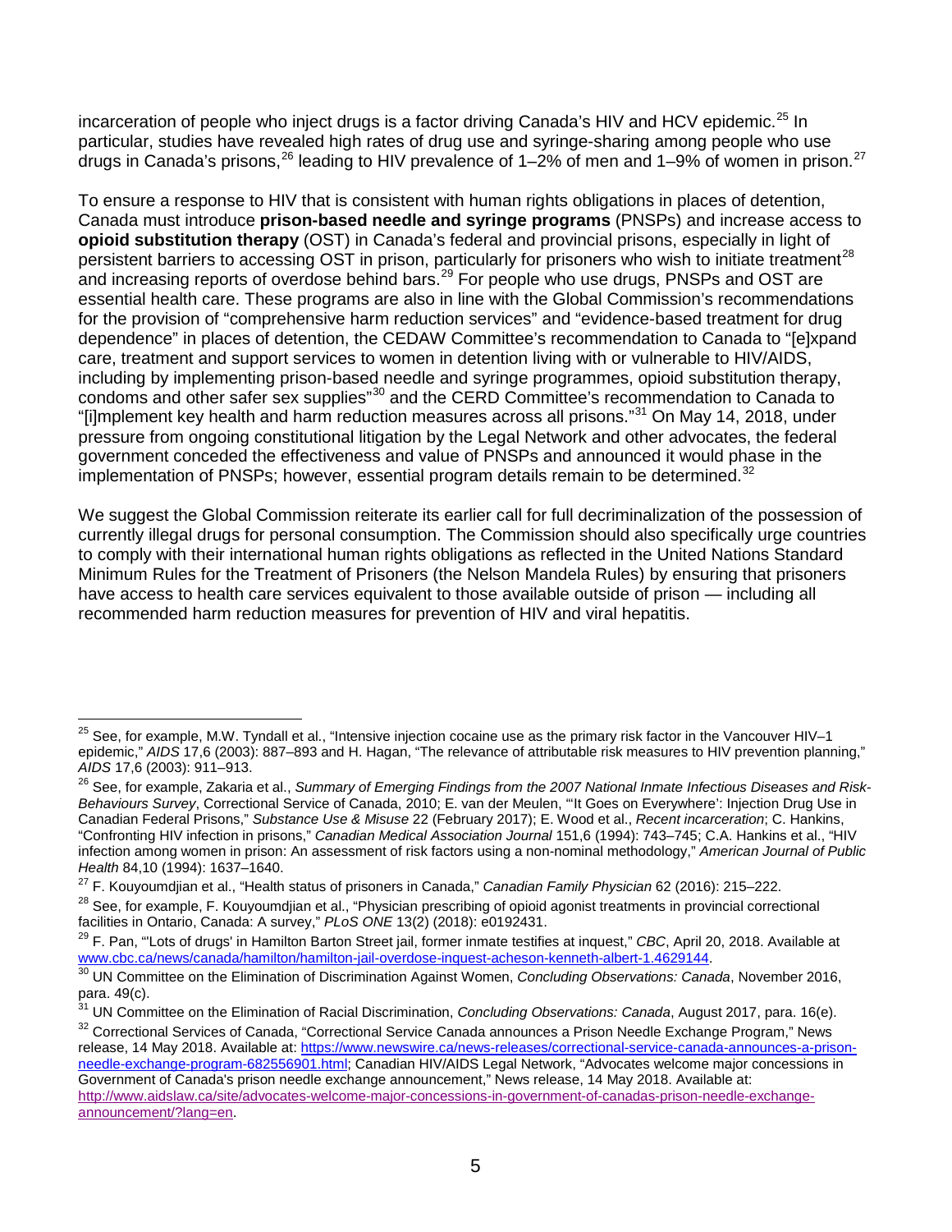incarceration of people who inject drugs is a factor driving Canada's HIV and HCV epidemic.[25] In particular, studies have revealed high rates of drug use and syringe-sharing among people who use drugs in Canada's prisons,[26] leading to HIV prevalence of 1–2% of men and 1–9% of women in prison.[27]

To ensure a response to HIV that is consistent with human rights obligations in places of detention, Canada must introduce **prison-based needle and syringe programs** (PNSPs) and increase access to **opioid substitution therapy** (OST) in Canada's federal and provincial prisons, especially in light of persistent barriers to accessing OST in prison, particularly for prisoners who wish to initiate treatment[28] and increasing reports of overdose behind bars.[29] For people who use drugs, PNSPs and OST are essential health care. These programs are also in line with the Global Commission's recommendations for the provision of "comprehensive harm reduction services" and "evidence-based treatment for drug dependence" in places of detention, the CEDAW Committee's recommendation to Canada to "[e]xpand care, treatment and support services to women in detention living with or vulnerable to HIV/AIDS, including by implementing prison-based needle and syringe programmes, opioid substitution therapy, condoms and other safer sex supplies"[30] and the CERD Committee's recommendation to Canada to "[i]mplement key health and harm reduction measures across all prisons."[31] On May 14, 2018, under pressure from ongoing constitutional litigation by the Legal Network and other advocates, the federal government conceded the effectiveness and value of PNSPs and announced it would phase in the implementation of PNSPs; however, essential program details remain to be determined.[32]

We suggest the Global Commission reiterate its earlier call for full decriminalization of the possession of currently illegal drugs for personal consumption. The Commission should also specifically urge countries to comply with their international human rights obligations as reflected in the United Nations Standard Minimum Rules for the Treatment of Prisoners (the Nelson Mandela Rules) by ensuring that prisoners have access to health care services equivalent to those available outside of prison — including all recommended harm reduction measures for prevention of HIV and viral hepatitis.

---

[25] See, for example, M.W. Tyndall et al., "Intensive injection cocaine use as the primary risk factor in the Vancouver HIV–1 epidemic," *AIDS* 17,6 (2003): 887–893 and H. Hagan, "The relevance of attributable risk measures to HIV prevention planning," *AIDS* 17,6 (2003): 911–913.

[26] See, for example, Zakaria et al., *Summary of Emerging Findings from the 2007 National Inmate Infectious Diseases and Risk-Behaviours Survey*, Correctional Service of Canada, 2010; E. van der Meulen, "'It Goes on Everywhere': Injection Drug Use in Canadian Federal Prisons," *Substance Use & Misuse* 22 (February 2017); E. Wood et al., *Recent incarceration*; C. Hankins, "Confronting HIV infection in prisons," *Canadian Medical Association Journal* 151,6 (1994): 743–745; C.A. Hankins et al., "HIV infection among women in prison: An assessment of risk factors using a non-nominal methodology," *American Journal of Public Health* 84,10 (1994): 1637–1640.

[27] F. Kouyoumdjian et al., "Health status of prisoners in Canada," *Canadian Family Physician* 62 (2016): 215–222.

[28] See, for example, F. Kouyoumdjian et al., "Physician prescribing of opioid agonist treatments in provincial correctional facilities in Ontario, Canada: A survey," *PLoS ONE* 13(2) (2018): e0192431.

[29] F. Pan, "'Lots of drugs' in Hamilton Barton Street jail, former inmate testifies at inquest," *CBC*, April 20, 2018. Available at www.cbc.ca/news/canada/hamilton/hamilton-jail-overdose-inquest-acheson-kenneth-albert-1.4629144.

[30] UN Committee on the Elimination of Discrimination Against Women, *Concluding Observations: Canada*, November 2016, para. 49(c).

[31] UN Committee on the Elimination of Racial Discrimination, *Concluding Observations: Canada*, August 2017, para. 16(e).

[32] Correctional Services of Canada, "Correctional Service Canada announces a Prison Needle Exchange Program," News release, 14 May 2018. Available at: https://www.newswire.ca/news-releases/correctional-service-canada-announces-a-prison-needle-exchange-program-682556901.html; Canadian HIV/AIDS Legal Network, "Advocates welcome major concessions in Government of Canada's prison needle exchange announcement," News release, 14 May 2018. Available at: http://www.aidslaw.ca/site/advocates-welcome-major-concessions-in-government-of-canadas-prison-needle-exchange-announcement/?lang=en.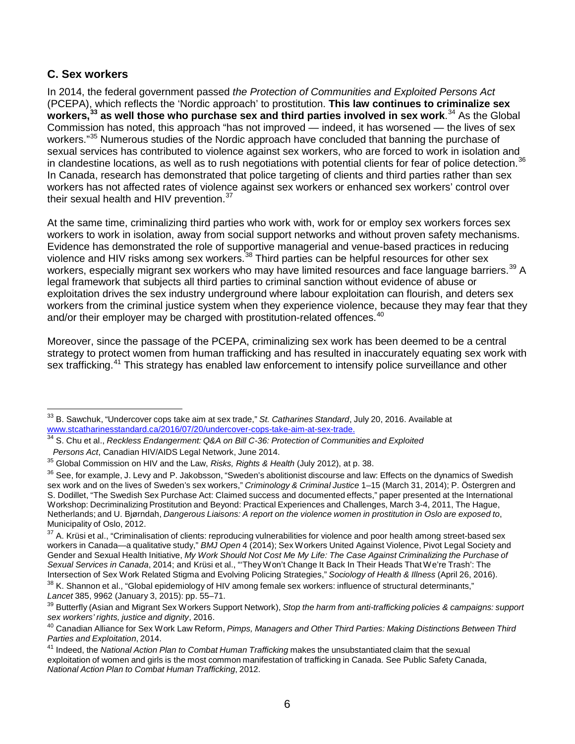## C. Sex workers

In 2014, the federal government passed *the Protection of Communities and Exploited Persons Act* (PCEPA), which reflects the 'Nordic approach' to prostitution. **This law continues to criminalize sex workers,[33] as well those who purchase sex and third parties involved in sex work**.[34] As the Global Commission has noted, this approach "has not improved — indeed, it has worsened — the lives of sex workers."[35] Numerous studies of the Nordic approach have concluded that banning the purchase of sexual services has contributed to violence against sex workers, who are forced to work in isolation and in clandestine locations, as well as to rush negotiations with potential clients for fear of police detection.[36] In Canada, research has demonstrated that police targeting of clients and third parties rather than sex workers has not affected rates of violence against sex workers or enhanced sex workers' control over their sexual health and HIV prevention.[37]

At the same time, criminalizing third parties who work with, work for or employ sex workers forces sex workers to work in isolation, away from social support networks and without proven safety mechanisms. Evidence has demonstrated the role of supportive managerial and venue-based practices in reducing violence and HIV risks among sex workers.[38] Third parties can be helpful resources for other sex workers, especially migrant sex workers who may have limited resources and face language barriers.[39] A legal framework that subjects all third parties to criminal sanction without evidence of abuse or exploitation drives the sex industry underground where labour exploitation can flourish, and deters sex workers from the criminal justice system when they experience violence, because they may fear that they and/or their employer may be charged with prostitution-related offences.[40]

Moreover, since the passage of the PCEPA, criminalizing sex work has been deemed to be a central strategy to protect women from human trafficking and has resulted in inaccurately equating sex work with sex trafficking.[41] This strategy has enabled law enforcement to intensify police surveillance and other

---

[33] B. Sawchuk, "Undercover cops take aim at sex trade," *St. Catharines Standard*, July 20, 2016. Available at www.stcatharinesstandard.ca/2016/07/20/undercover-cops-take-aim-at-sex-trade.

[34] S. Chu et al., *Reckless Endangerment: Q&A on Bill C-36: Protection of Communities and Exploited Persons Act*, Canadian HIV/AIDS Legal Network, June 2014.

[35] Global Commission on HIV and the Law, *Risks, Rights & Health* (July 2012), at p. 38.

[36] See, for example, J. Levy and P. Jakobsson, "Sweden's abolitionist discourse and law: Effects on the dynamics of Swedish sex work and on the lives of Sweden's sex workers," *Criminology & Criminal Justice* 1–15 (March 31, 2014); P. Östergren and S. Dodillet, "The Swedish Sex Purchase Act: Claimed success and documented effects," paper presented at the International Workshop: Decriminalizing Prostitution and Beyond: Practical Experiences and Challenges, March 3-4, 2011, The Hague, Netherlands; and U. Bjørndah, *Dangerous Liaisons: A report on the violence women in prostitution in Oslo are exposed to*, Municipality of Oslo, 2012.

[37] A. Krüsi et al., "Criminalisation of clients: reproducing vulnerabilities for violence and poor health among street-based sex workers in Canada—a qualitative study," *BMJ Open* 4 (2014); Sex Workers United Against Violence, Pivot Legal Society and Gender and Sexual Health Initiative, *My Work Should Not Cost Me My Life: The Case Against Criminalizing the Purchase of Sexual Services in Canada*, 2014; and Krüsi et al., "'They Won't Change It Back In Their Heads That We're Trash': The Intersection of Sex Work Related Stigma and Evolving Policing Strategies," *Sociology of Health & Illness* (April 26, 2016).

[38] K. Shannon et al., "Global epidemiology of HIV among female sex workers: influence of structural determinants," *Lancet* 385, 9962 (January 3, 2015): pp. 55–71.

[39] Butterfly (Asian and Migrant Sex Workers Support Network), *Stop the harm from anti-trafficking policies & campaigns: support sex workers' rights, justice and dignity*, 2016.

[40] Canadian Alliance for Sex Work Law Reform, *Pimps, Managers and Other Third Parties: Making Distinctions Between Third Parties and Exploitation*, 2014.

[41] Indeed, the *National Action Plan to Combat Human Trafficking* makes the unsubstantiated claim that the sexual exploitation of women and girls is the most common manifestation of trafficking in Canada. See Public Safety Canada, *National Action Plan to Combat Human Trafficking*, 2012.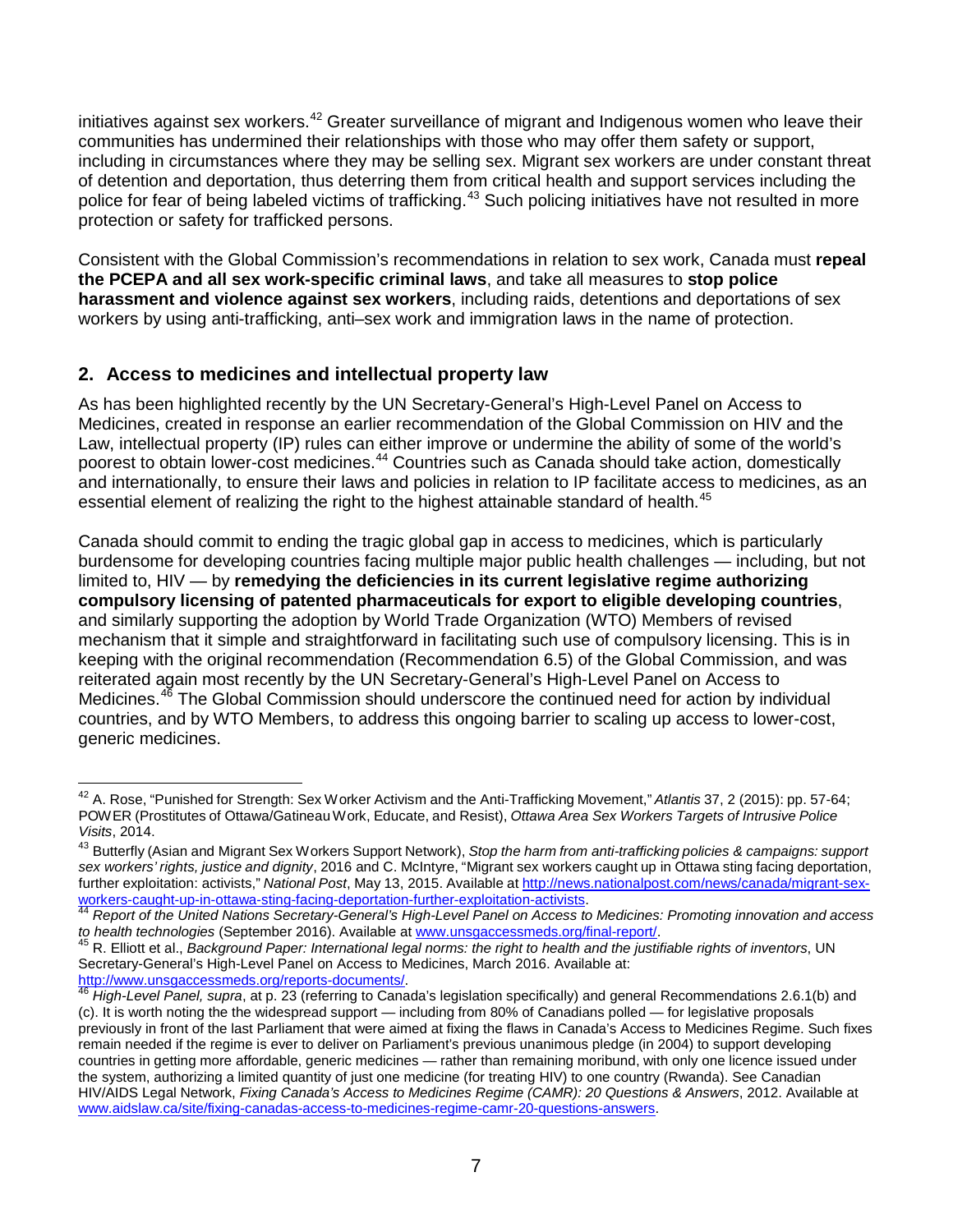initiatives against sex workers.[42] Greater surveillance of migrant and Indigenous women who leave their communities has undermined their relationships with those who may offer them safety or support, including in circumstances where they may be selling sex. Migrant sex workers are under constant threat of detention and deportation, thus deterring them from critical health and support services including the police for fear of being labeled victims of trafficking.[43] Such policing initiatives have not resulted in more protection or safety for trafficked persons.

Consistent with the Global Commission's recommendations in relation to sex work, Canada must **repeal the PCEPA and all sex work-specific criminal laws**, and take all measures to **stop police harassment and violence against sex workers**, including raids, detentions and deportations of sex workers by using anti-trafficking, anti–sex work and immigration laws in the name of protection.

## 2. Access to medicines and intellectual property law

As has been highlighted recently by the UN Secretary-General's High-Level Panel on Access to Medicines, created in response an earlier recommendation of the Global Commission on HIV and the Law, intellectual property (IP) rules can either improve or undermine the ability of some of the world's poorest to obtain lower-cost medicines.[44] Countries such as Canada should take action, domestically and internationally, to ensure their laws and policies in relation to IP facilitate access to medicines, as an essential element of realizing the right to the highest attainable standard of health.[45]

Canada should commit to ending the tragic global gap in access to medicines, which is particularly burdensome for developing countries facing multiple major public health challenges — including, but not limited to, HIV — by **remedying the deficiencies in its current legislative regime authorizing compulsory licensing of patented pharmaceuticals for export to eligible developing countries**, and similarly supporting the adoption by World Trade Organization (WTO) Members of revised mechanism that it simple and straightforward in facilitating such use of compulsory licensing. This is in keeping with the original recommendation (Recommendation 6.5) of the Global Commission, and was reiterated again most recently by the UN Secretary-General's High-Level Panel on Access to Medicines.[46] The Global Commission should underscore the continued need for action by individual countries, and by WTO Members, to address this ongoing barrier to scaling up access to lower-cost, generic medicines.

---

[42] A. Rose, "Punished for Strength: Sex Worker Activism and the Anti-Trafficking Movement," *Atlantis* 37, 2 (2015): pp. 57-64; POWER (Prostitutes of Ottawa/Gatineau Work, Educate, and Resist), *Ottawa Area Sex Workers Targets of Intrusive Police Visits*, 2014.

[43] Butterfly (Asian and Migrant Sex Workers Support Network), *Stop the harm from anti-trafficking policies & campaigns: support sex workers' rights, justice and dignity*, 2016 and C. McIntyre, "Migrant sex workers caught up in Ottawa sting facing deportation, further exploitation: activists," *National Post*, May 13, 2015. Available at http://news.nationalpost.com/news/canada/migrant-sex-workers-caught-up-in-ottawa-sting-facing-deportation-further-exploitation-activists.

[44] *Report of the United Nations Secretary-General's High-Level Panel on Access to Medicines: Promoting innovation and access to health technologies* (September 2016). Available at www.unsgaccessmeds.org/final-report/.

[45] R. Elliott et al., *Background Paper: International legal norms: the right to health and the justifiable rights of inventors*, UN Secretary-General's High-Level Panel on Access to Medicines, March 2016. Available at: http://www.unsgaccessmeds.org/reports-documents/.

[46] *High-Level Panel, supra*, at p. 23 (referring to Canada's legislation specifically) and general Recommendations 2.6.1(b) and (c). It is worth noting the the widespread support — including from 80% of Canadians polled — for legislative proposals previously in front of the last Parliament that were aimed at fixing the flaws in Canada's Access to Medicines Regime. Such fixes remain needed if the regime is ever to deliver on Parliament's previous unanimous pledge (in 2004) to support developing countries in getting more affordable, generic medicines — rather than remaining moribund, with only one licence issued under the system, authorizing a limited quantity of just one medicine (for treating HIV) to one country (Rwanda). See Canadian HIV/AIDS Legal Network, *Fixing Canada's Access to Medicines Regime (CAMR): 20 Questions & Answers*, 2012. Available at www.aidslaw.ca/site/fixing-canadas-access-to-medicines-regime-camr-20-questions-answers.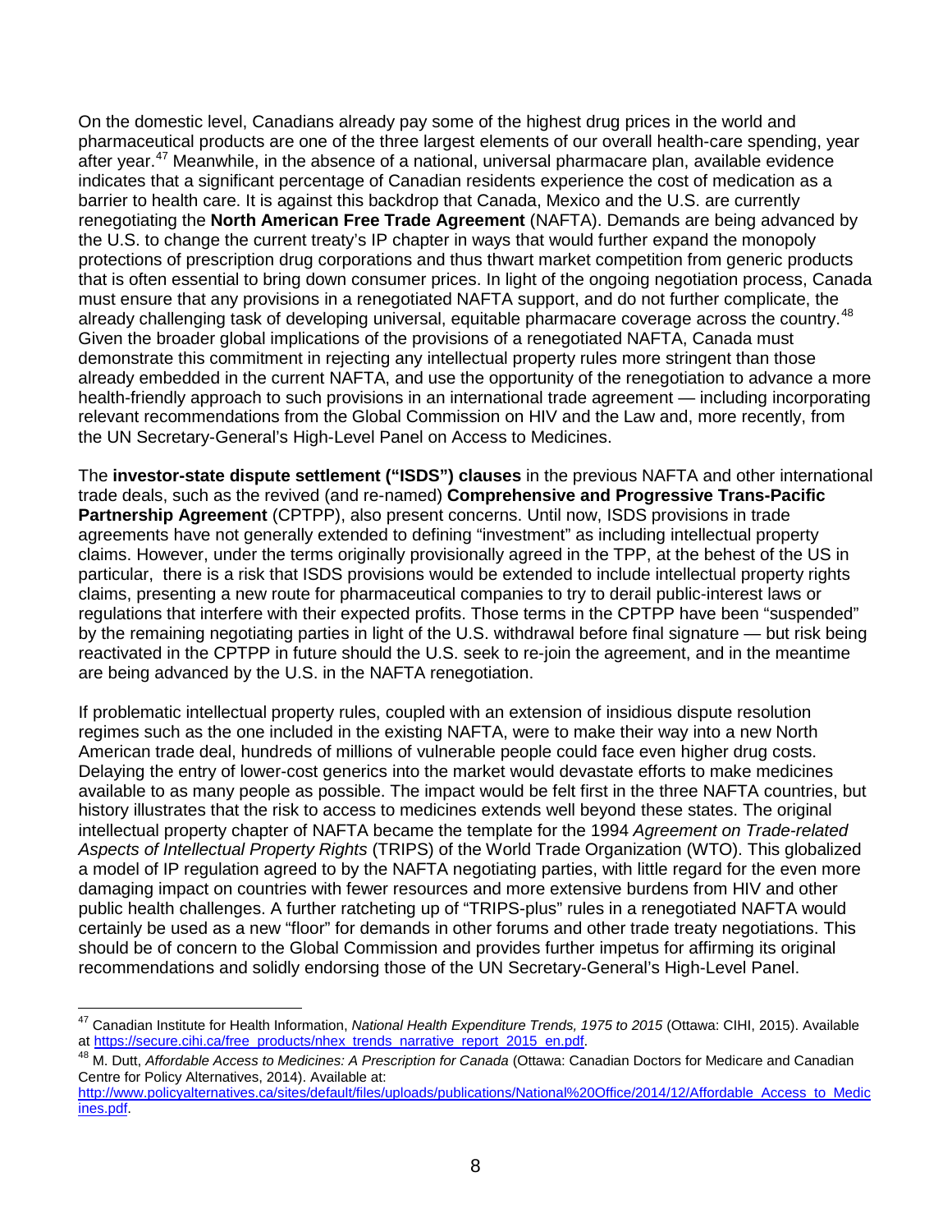On the domestic level, Canadians already pay some of the highest drug prices in the world and pharmaceutical products are one of the three largest elements of our overall health-care spending, year after year.[47] Meanwhile, in the absence of a national, universal pharmacare plan, available evidence indicates that a significant percentage of Canadian residents experience the cost of medication as a barrier to health care. It is against this backdrop that Canada, Mexico and the U.S. are currently renegotiating the **North American Free Trade Agreement** (NAFTA). Demands are being advanced by the U.S. to change the current treaty's IP chapter in ways that would further expand the monopoly protections of prescription drug corporations and thus thwart market competition from generic products that is often essential to bring down consumer prices. In light of the ongoing negotiation process, Canada must ensure that any provisions in a renegotiated NAFTA support, and do not further complicate, the already challenging task of developing universal, equitable pharmacare coverage across the country.[48] Given the broader global implications of the provisions of a renegotiated NAFTA, Canada must demonstrate this commitment in rejecting any intellectual property rules more stringent than those already embedded in the current NAFTA, and use the opportunity of the renegotiation to advance a more health-friendly approach to such provisions in an international trade agreement — including incorporating relevant recommendations from the Global Commission on HIV and the Law and, more recently, from the UN Secretary-General's High-Level Panel on Access to Medicines.

The **investor-state dispute settlement ("ISDS") clauses** in the previous NAFTA and other international trade deals, such as the revived (and re-named) **Comprehensive and Progressive Trans-Pacific Partnership Agreement** (CPTPP), also present concerns. Until now, ISDS provisions in trade agreements have not generally extended to defining "investment" as including intellectual property claims. However, under the terms originally provisionally agreed in the TPP, at the behest of the US in particular, there is a risk that ISDS provisions would be extended to include intellectual property rights claims, presenting a new route for pharmaceutical companies to try to derail public-interest laws or regulations that interfere with their expected profits. Those terms in the CPTPP have been "suspended" by the remaining negotiating parties in light of the U.S. withdrawal before final signature — but risk being reactivated in the CPTPP in future should the U.S. seek to re-join the agreement, and in the meantime are being advanced by the U.S. in the NAFTA renegotiation.

If problematic intellectual property rules, coupled with an extension of insidious dispute resolution regimes such as the one included in the existing NAFTA, were to make their way into a new North American trade deal, hundreds of millions of vulnerable people could face even higher drug costs. Delaying the entry of lower-cost generics into the market would devastate efforts to make medicines available to as many people as possible. The impact would be felt first in the three NAFTA countries, but history illustrates that the risk to access to medicines extends well beyond these states. The original intellectual property chapter of NAFTA became the template for the 1994 *Agreement on Trade-related Aspects of Intellectual Property Rights* (TRIPS) of the World Trade Organization (WTO). This globalized a model of IP regulation agreed to by the NAFTA negotiating parties, with little regard for the even more damaging impact on countries with fewer resources and more extensive burdens from HIV and other public health challenges. A further ratcheting up of "TRIPS-plus" rules in a renegotiated NAFTA would certainly be used as a new "floor" for demands in other forums and other trade treaty negotiations. This should be of concern to the Global Commission and provides further impetus for affirming its original recommendations and solidly endorsing those of the UN Secretary-General's High-Level Panel.

---

[47] Canadian Institute for Health Information, *National Health Expenditure Trends, 1975 to 2015* (Ottawa: CIHI, 2015). Available at https://secure.cihi.ca/free_products/nhex_trends_narrative_report_2015_en.pdf.

[48] M. Dutt, *Affordable Access to Medicines: A Prescription for Canada* (Ottawa: Canadian Doctors for Medicare and Canadian Centre for Policy Alternatives, 2014). Available at: http://www.policyalternatives.ca/sites/default/files/uploads/publications/National%20Office/2014/12/Affordable_Access_to_Medicines.pdf.